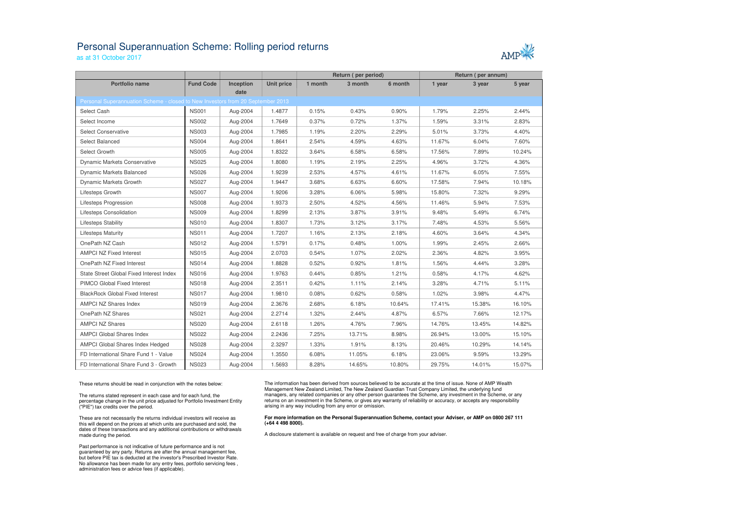# Personal Superannuation Scheme: Rolling period returns

as at 31 October 2017

| Portfolio name | Fund Code | Inception date | Unit price | Return ( per period) 1 month | 3 month | 6 month | Return ( per annum) 1 year | 3 year | 5 year |
|---|---|---|---|---|---|---|---|---|---|
| Personal Superannuation Scheme - closed to New Investors from 20 September 2013 | | | | | | | | | |
| Select Cash | NS001 | Aug-2004 | 1.4877 | 0.15% | 0.43% | 0.90% | 1.79% | 2.25% | 2.44% |
| Select Income | NS002 | Aug-2004 | 1.7649 | 0.37% | 0.72% | 1.37% | 1.59% | 3.31% | 2.83% |
| Select Conservative | NS003 | Aug-2004 | 1.7985 | 1.19% | 2.20% | 2.29% | 5.01% | 3.73% | 4.40% |
| Select Balanced | NS004 | Aug-2004 | 1.8641 | 2.54% | 4.59% | 4.63% | 11.67% | 6.04% | 7.60% |
| Select Growth | NS005 | Aug-2004 | 1.8322 | 3.64% | 6.58% | 6.58% | 17.56% | 7.89% | 10.24% |
| Dynamic Markets Conservative | NS025 | Aug-2004 | 1.8080 | 1.19% | 2.19% | 2.25% | 4.96% | 3.72% | 4.36% |
| Dynamic Markets Balanced | NS026 | Aug-2004 | 1.9239 | 2.53% | 4.57% | 4.61% | 11.67% | 6.05% | 7.55% |
| Dynamic Markets Growth | NS027 | Aug-2004 | 1.9447 | 3.68% | 6.63% | 6.60% | 17.58% | 7.94% | 10.18% |
| Lifesteps Growth | NS007 | Aug-2004 | 1.9206 | 3.28% | 6.06% | 5.98% | 15.80% | 7.32% | 9.29% |
| Lifesteps Progression | NS008 | Aug-2004 | 1.9373 | 2.50% | 4.52% | 4.56% | 11.46% | 5.94% | 7.53% |
| Lifesteps Consolidation | NS009 | Aug-2004 | 1.8299 | 2.13% | 3.87% | 3.91% | 9.48% | 5.49% | 6.74% |
| Lifesteps Stability | NS010 | Aug-2004 | 1.8307 | 1.73% | 3.12% | 3.17% | 7.48% | 4.53% | 5.56% |
| Lifesteps Maturity | NS011 | Aug-2004 | 1.7207 | 1.16% | 2.13% | 2.18% | 4.60% | 3.64% | 4.34% |
| OnePath NZ Cash | NS012 | Aug-2004 | 1.5791 | 0.17% | 0.48% | 1.00% | 1.99% | 2.45% | 2.66% |
| AMPCI NZ Fixed Interest | NS015 | Aug-2004 | 2.0703 | 0.54% | 1.07% | 2.02% | 2.36% | 4.82% | 3.95% |
| OnePath NZ Fixed Interest | NS014 | Aug-2004 | 1.8828 | 0.52% | 0.92% | 1.81% | 1.56% | 4.44% | 3.28% |
| State Street Global Fixed Interest Index | NS016 | Aug-2004 | 1.9763 | 0.44% | 0.85% | 1.21% | 0.58% | 4.17% | 4.62% |
| PIMCO Global Fixed Interest | NS018 | Aug-2004 | 2.3511 | 0.42% | 1.11% | 2.14% | 3.28% | 4.71% | 5.11% |
| BlackRock Global Fixed Interest | NS017 | Aug-2004 | 1.9810 | 0.08% | 0.62% | 0.58% | 1.02% | 3.98% | 4.47% |
| AMPCI NZ Shares Index | NS019 | Aug-2004 | 2.3676 | 2.68% | 6.18% | 10.64% | 17.41% | 15.38% | 16.10% |
| OnePath NZ Shares | NS021 | Aug-2004 | 2.2714 | 1.32% | 2.44% | 4.87% | 6.57% | 7.66% | 12.17% |
| AMPCI NZ Shares | NS020 | Aug-2004 | 2.6118 | 1.26% | 4.76% | 7.96% | 14.76% | 13.45% | 14.82% |
| AMPCI Global Shares Index | NS022 | Aug-2004 | 2.2436 | 7.25% | 13.71% | 8.98% | 26.94% | 13.00% | 15.10% |
| AMPCI Global Shares Index Hedged | NS028 | Aug-2004 | 2.3297 | 1.33% | 1.91% | 8.13% | 20.46% | 10.29% | 14.14% |
| FD International Share Fund 1 - Value | NS024 | Aug-2004 | 1.3550 | 6.08% | 11.05% | 6.18% | 23.06% | 9.59% | 13.29% |
| FD International Share Fund 3 - Growth | NS023 | Aug-2004 | 1.5693 | 8.28% | 14.65% | 10.80% | 29.75% | 14.01% | 15.07% |

These returns should be read in conjunction with the notes below:

The returns stated represent in each case and for each fund, the percentage change in the unit price adjusted for Portfolio Investment Entity ("PIE") tax credits over the period.

These are not necessarily the returns individual investors will receive as this will depend on the prices at which units are purchased and sold, the dates of these transactions and any additional contributions or withdrawals made during the period.

Past performance is not indicative of future performance and is not guaranteed by any party. Returns are after the annual management fee, but before PIE tax is deducted at the investor's Prescribed Investor Rate. No allowance has been made for any entry fees, portfolio servicing fees , administration fees or advice fees (if applicable).

The information has been derived from sources believed to be accurate at the time of issue. None of AMP Wealth Management New Zealand Limited, The New Zealand Guardian Trust Company Limited, the underlying fund managers, any related companies or any other person guarantees the Scheme, any investment in the Scheme, or any returns on an investment in the Scheme, or gives any warranty of reliability or accuracy, or accepts any responsibility arising in any way including from any error or omission.

**For more information on the Personal Superannuation Scheme, contact your Adviser, or AMP on 0800 267 111 (+64 4 498 8000).**

A disclosure statement is available on request and free of charge from your adviser.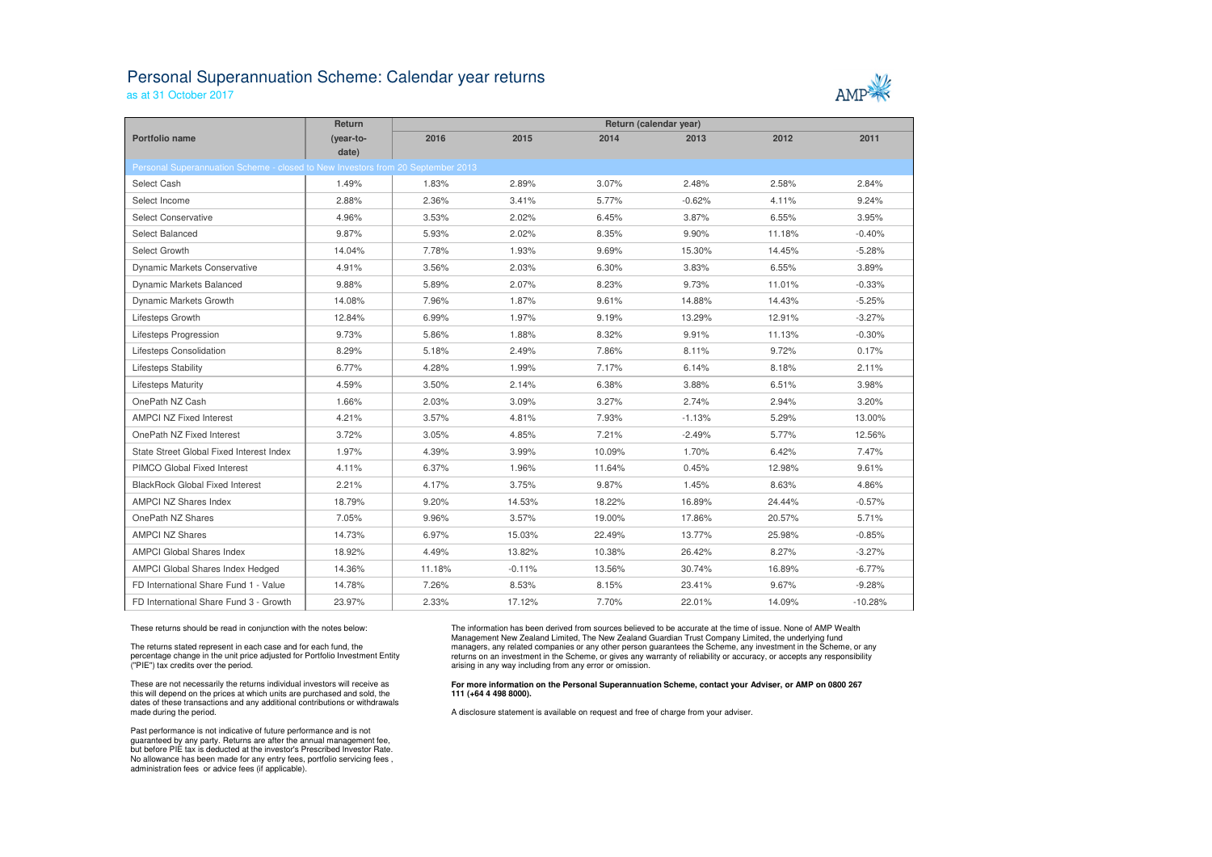# Personal Superannuation Scheme: Calendar year returns

as at 31 October 2017

| Portfolio name | Return (year-to-date) | Return (calendar year) | | | | | |
|---|---|---|---|---|---|---|---|
| | | 2016 | 2015 | 2014 | 2013 | 2012 | 2011 |
| **Personal Superannuation Scheme - closed to New Investors from 20 September 2013** | | | | | | | |
| Select Cash | 1.49% | 1.83% | 2.89% | 3.07% | 2.48% | 2.58% | 2.84% |
| Select Income | 2.88% | 2.36% | 3.41% | 5.77% | -0.62% | 4.11% | 9.24% |
| Select Conservative | 4.96% | 3.53% | 2.02% | 6.45% | 3.87% | 6.55% | 3.95% |
| Select Balanced | 9.87% | 5.93% | 2.02% | 8.35% | 9.90% | 11.18% | -0.40% |
| Select Growth | 14.04% | 7.78% | 1.93% | 9.69% | 15.30% | 14.45% | -5.28% |
| Dynamic Markets Conservative | 4.91% | 3.56% | 2.03% | 6.30% | 3.83% | 6.55% | 3.89% |
| Dynamic Markets Balanced | 9.88% | 5.89% | 2.07% | 8.23% | 9.73% | 11.01% | -0.33% |
| Dynamic Markets Growth | 14.08% | 7.96% | 1.87% | 9.61% | 14.88% | 14.43% | -5.25% |
| Lifesteps Growth | 12.84% | 6.99% | 1.97% | 9.19% | 13.29% | 12.91% | -3.27% |
| Lifesteps Progression | 9.73% | 5.86% | 1.88% | 8.32% | 9.91% | 11.13% | -0.30% |
| Lifesteps Consolidation | 8.29% | 5.18% | 2.49% | 7.86% | 8.11% | 9.72% | 0.17% |
| Lifesteps Stability | 6.77% | 4.28% | 1.99% | 7.17% | 6.14% | 8.18% | 2.11% |
| Lifesteps Maturity | 4.59% | 3.50% | 2.14% | 6.38% | 3.88% | 6.51% | 3.98% |
| OnePath NZ Cash | 1.66% | 2.03% | 3.09% | 3.27% | 2.74% | 2.94% | 3.20% |
| AMPCI NZ Fixed Interest | 4.21% | 3.57% | 4.81% | 7.93% | -1.13% | 5.29% | 13.00% |
| OnePath NZ Fixed Interest | 3.72% | 3.05% | 4.85% | 7.21% | -2.49% | 5.77% | 12.56% |
| State Street Global Fixed Interest Index | 1.97% | 4.39% | 3.99% | 10.09% | 1.70% | 6.42% | 7.47% |
| PIMCO Global Fixed Interest | 4.11% | 6.37% | 1.96% | 11.64% | 0.45% | 12.98% | 9.61% |
| BlackRock Global Fixed Interest | 2.21% | 4.17% | 3.75% | 9.87% | 1.45% | 8.63% | 4.86% |
| AMPCI NZ Shares Index | 18.79% | 9.20% | 14.53% | 18.22% | 16.89% | 24.44% | -0.57% |
| OnePath NZ Shares | 7.05% | 9.96% | 3.57% | 19.00% | 17.86% | 20.57% | 5.71% |
| AMPCI NZ Shares | 14.73% | 6.97% | 15.03% | 22.49% | 13.77% | 25.98% | -0.85% |
| AMPCI Global Shares Index | 18.92% | 4.49% | 13.82% | 10.38% | 26.42% | 8.27% | -3.27% |
| AMPCI Global Shares Index Hedged | 14.36% | 11.18% | -0.11% | 13.56% | 30.74% | 16.89% | -6.77% |
| FD International Share Fund 1 - Value | 14.78% | 7.26% | 8.53% | 8.15% | 23.41% | 9.67% | -9.28% |
| FD International Share Fund 3 - Growth | 23.97% | 2.33% | 17.12% | 7.70% | 22.01% | 14.09% | -10.28% |

These returns should be read in conjunction with the notes below:

The returns stated represent in each case and for each fund, the percentage change in the unit price adjusted for Portfolio Investment Entity ("PIE") tax credits over the period.

These are not necessarily the returns individual investors will receive as this will depend on the prices at which units are purchased and sold, the dates of these transactions and any additional contributions or withdrawals made during the period.

Past performance is not indicative of future performance and is not guaranteed by any party. Returns are after the annual management fee, but before PIE tax is deducted at the investor's Prescribed Investor Rate. No allowance has been made for any entry fees, portfolio servicing fees , administration fees or advice fees (if applicable).

The information has been derived from sources believed to be accurate at the time of issue. None of AMP Wealth Management New Zealand Limited, The New Zealand Guardian Trust Company Limited, the underlying fund managers, any related companies or any other person guarantees the Scheme, any investment in the Scheme, or any returns on an investment in the Scheme, or gives any warranty of reliability or accuracy, or accepts any responsibility arising in any way including from any error or omission.

**For more information on the Personal Superannuation Scheme, contact your Adviser, or AMP on 0800 267 111 (+64 4 498 8000).**

A disclosure statement is available on request and free of charge from your adviser.